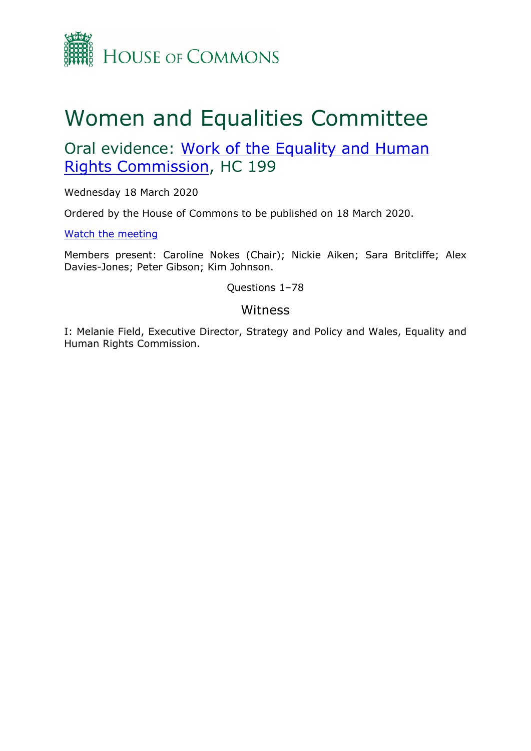HOUSE OF COMMONS

# Women and Equalities Committee

## Oral evidence: Work of the Equality and Human Rights Commission, HC 199

Wednesday 18 March 2020

Ordered by the House of Commons to be published on 18 March 2020.

Watch the meeting

Members present: Caroline Nokes (Chair); Nickie Aiken; Sara Britcliffe; Alex Davies-Jones; Peter Gibson; Kim Johnson.

Questions 1–78

### Witness

I: Melanie Field, Executive Director, Strategy and Policy and Wales, Equality and Human Rights Commission.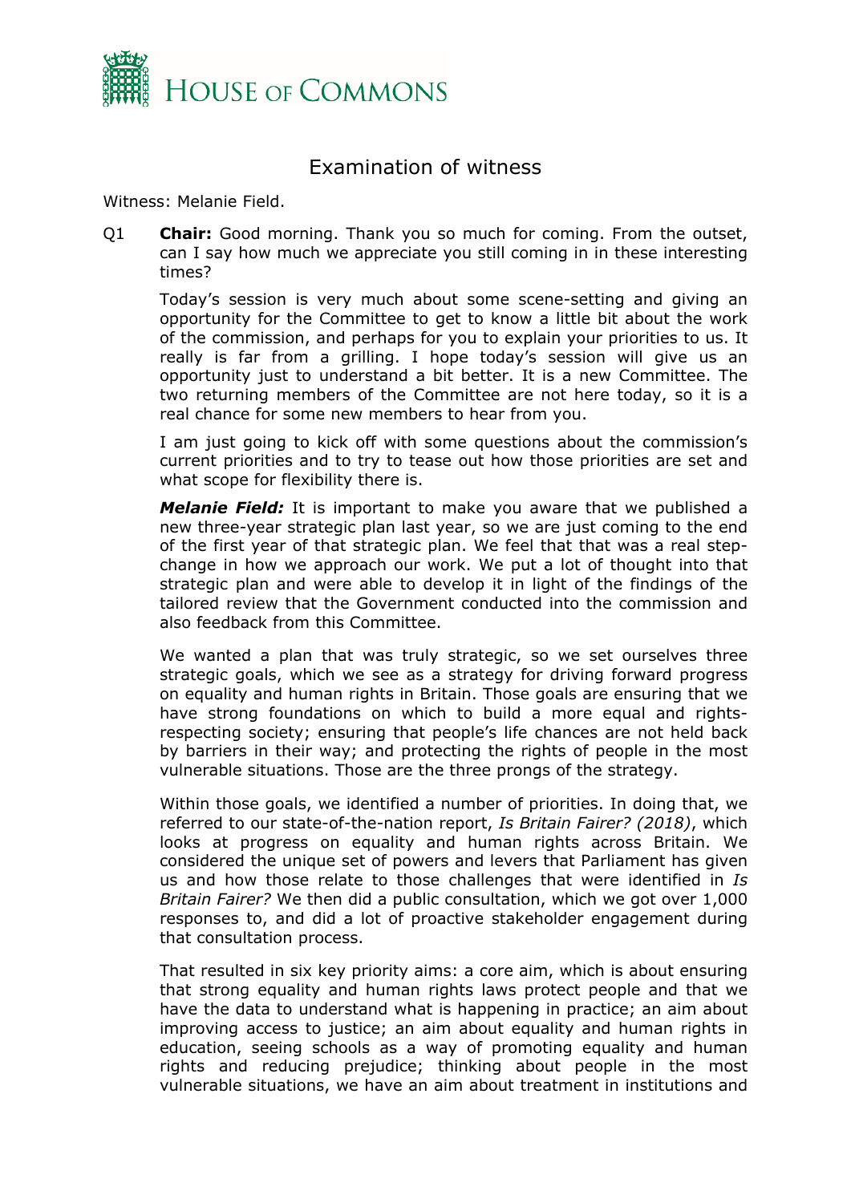# Examination of witness

Witness: Melanie Field.

Q1 **Chair:** Good morning. Thank you so much for coming. From the outset, can I say how much we appreciate you still coming in in these interesting times?

Today's session is very much about some scene-setting and giving an opportunity for the Committee to get to know a little bit about the work of the commission, and perhaps for you to explain your priorities to us. It really is far from a grilling. I hope today's session will give us an opportunity just to understand a bit better. It is a new Committee. The two returning members of the Committee are not here today, so it is a real chance for some new members to hear from you.

I am just going to kick off with some questions about the commission's current priorities and to try to tease out how those priorities are set and what scope for flexibility there is.

***Melanie Field:*** It is important to make you aware that we published a new three-year strategic plan last year, so we are just coming to the end of the first year of that strategic plan. We feel that that was a real step-change in how we approach our work. We put a lot of thought into that strategic plan and were able to develop it in light of the findings of the tailored review that the Government conducted into the commission and also feedback from this Committee.

We wanted a plan that was truly strategic, so we set ourselves three strategic goals, which we see as a strategy for driving forward progress on equality and human rights in Britain. Those goals are ensuring that we have strong foundations on which to build a more equal and rights-respecting society; ensuring that people's life chances are not held back by barriers in their way; and protecting the rights of people in the most vulnerable situations. Those are the three prongs of the strategy.

Within those goals, we identified a number of priorities. In doing that, we referred to our state-of-the-nation report, *Is Britain Fairer? (2018)*, which looks at progress on equality and human rights across Britain. We considered the unique set of powers and levers that Parliament has given us and how those relate to those challenges that were identified in *Is Britain Fairer?* We then did a public consultation, which we got over 1,000 responses to, and did a lot of proactive stakeholder engagement during that consultation process.

That resulted in six key priority aims: a core aim, which is about ensuring that strong equality and human rights laws protect people and that we have the data to understand what is happening in practice; an aim about improving access to justice; an aim about equality and human rights in education, seeing schools as a way of promoting equality and human rights and reducing prejudice; thinking about people in the most vulnerable situations, we have an aim about treatment in institutions and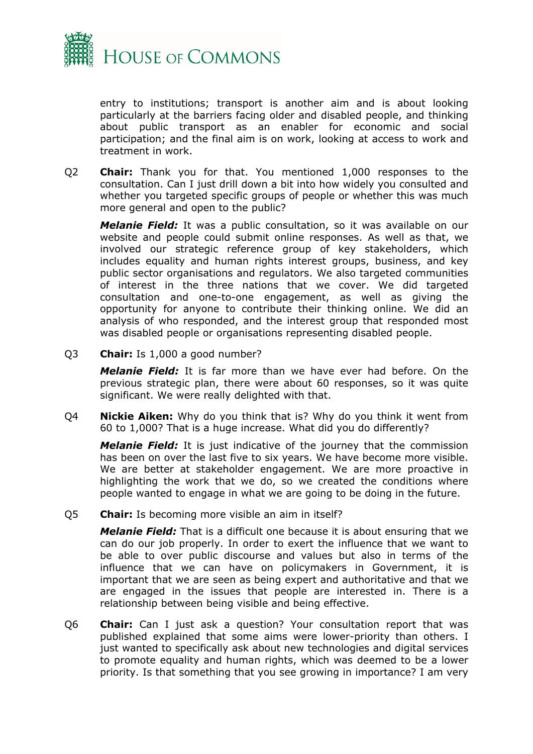entry to institutions; transport is another aim and is about looking particularly at the barriers facing older and disabled people, and thinking about public transport as an enabler for economic and social participation; and the final aim is on work, looking at access to work and treatment in work.

Q2 **Chair:** Thank you for that. You mentioned 1,000 responses to the consultation. Can I just drill down a bit into how widely you consulted and whether you targeted specific groups of people or whether this was much more general and open to the public?

***Melanie Field:*** It was a public consultation, so it was available on our website and people could submit online responses. As well as that, we involved our strategic reference group of key stakeholders, which includes equality and human rights interest groups, business, and key public sector organisations and regulators. We also targeted communities of interest in the three nations that we cover. We did targeted consultation and one-to-one engagement, as well as giving the opportunity for anyone to contribute their thinking online. We did an analysis of who responded, and the interest group that responded most was disabled people or organisations representing disabled people.

Q3 **Chair:** Is 1,000 a good number?

***Melanie Field:*** It is far more than we have ever had before. On the previous strategic plan, there were about 60 responses, so it was quite significant. We were really delighted with that.

Q4 **Nickie Aiken:** Why do you think that is? Why do you think it went from 60 to 1,000? That is a huge increase. What did you do differently?

***Melanie Field:*** It is just indicative of the journey that the commission has been on over the last five to six years. We have become more visible. We are better at stakeholder engagement. We are more proactive in highlighting the work that we do, so we created the conditions where people wanted to engage in what we are going to be doing in the future.

Q5 **Chair:** Is becoming more visible an aim in itself?

***Melanie Field:*** That is a difficult one because it is about ensuring that we can do our job properly. In order to exert the influence that we want to be able to over public discourse and values but also in terms of the influence that we can have on policymakers in Government, it is important that we are seen as being expert and authoritative and that we are engaged in the issues that people are interested in. There is a relationship between being visible and being effective.

Q6 **Chair:** Can I just ask a question? Your consultation report that was published explained that some aims were lower-priority than others. I just wanted to specifically ask about new technologies and digital services to promote equality and human rights, which was deemed to be a lower priority. Is that something that you see growing in importance? I am very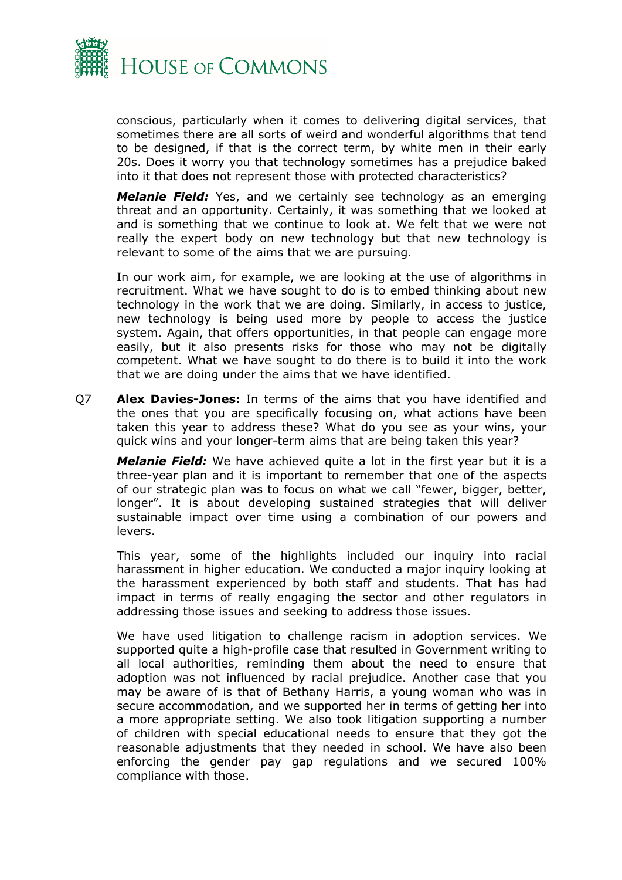conscious, particularly when it comes to delivering digital services, that sometimes there are all sorts of weird and wonderful algorithms that tend to be designed, if that is the correct term, by white men in their early 20s. Does it worry you that technology sometimes has a prejudice baked into it that does not represent those with protected characteristics?

***Melanie Field:*** Yes, and we certainly see technology as an emerging threat and an opportunity. Certainly, it was something that we looked at and is something that we continue to look at. We felt that we were not really the expert body on new technology but that new technology is relevant to some of the aims that we are pursuing.

In our work aim, for example, we are looking at the use of algorithms in recruitment. What we have sought to do is to embed thinking about new technology in the work that we are doing. Similarly, in access to justice, new technology is being used more by people to access the justice system. Again, that offers opportunities, in that people can engage more easily, but it also presents risks for those who may not be digitally competent. What we have sought to do there is to build it into the work that we are doing under the aims that we have identified.

Q7 **Alex Davies-Jones:** In terms of the aims that you have identified and the ones that you are specifically focusing on, what actions have been taken this year to address these? What do you see as your wins, your quick wins and your longer-term aims that are being taken this year?

***Melanie Field:*** We have achieved quite a lot in the first year but it is a three-year plan and it is important to remember that one of the aspects of our strategic plan was to focus on what we call "fewer, bigger, better, longer". It is about developing sustained strategies that will deliver sustainable impact over time using a combination of our powers and levers.

This year, some of the highlights included our inquiry into racial harassment in higher education. We conducted a major inquiry looking at the harassment experienced by both staff and students. That has had impact in terms of really engaging the sector and other regulators in addressing those issues and seeking to address those issues.

We have used litigation to challenge racism in adoption services. We supported quite a high-profile case that resulted in Government writing to all local authorities, reminding them about the need to ensure that adoption was not influenced by racial prejudice. Another case that you may be aware of is that of Bethany Harris, a young woman who was in secure accommodation, and we supported her in terms of getting her into a more appropriate setting. We also took litigation supporting a number of children with special educational needs to ensure that they got the reasonable adjustments that they needed in school. We have also been enforcing the gender pay gap regulations and we secured 100% compliance with those.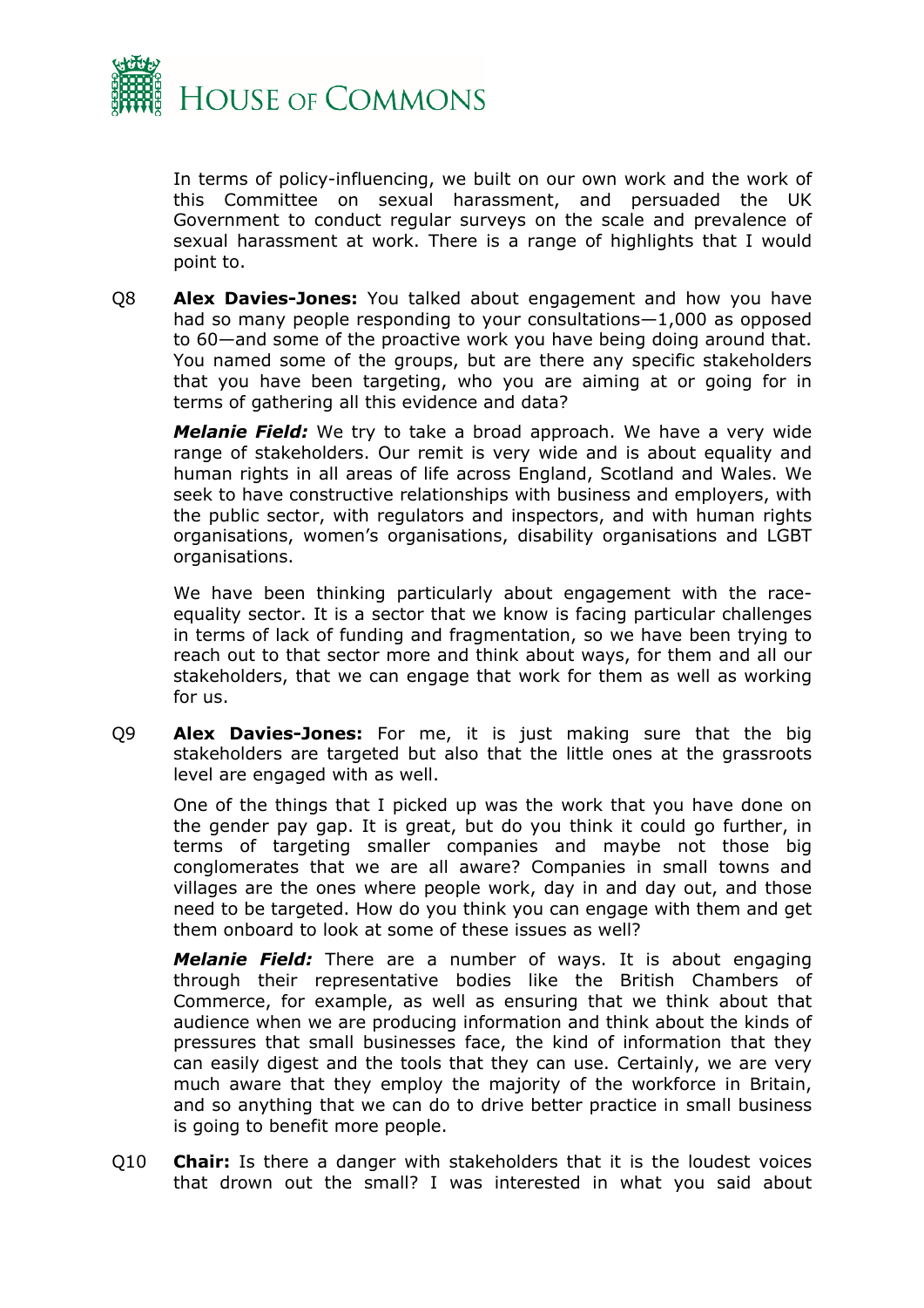In terms of policy-influencing, we built on our own work and the work of this Committee on sexual harassment, and persuaded the UK Government to conduct regular surveys on the scale and prevalence of sexual harassment at work. There is a range of highlights that I would point to.

Q8 **Alex Davies-Jones:** You talked about engagement and how you have had so many people responding to your consultations—1,000 as opposed to 60—and some of the proactive work you have being doing around that. You named some of the groups, but are there any specific stakeholders that you have been targeting, who you are aiming at or going for in terms of gathering all this evidence and data?

***Melanie Field:*** We try to take a broad approach. We have a very wide range of stakeholders. Our remit is very wide and is about equality and human rights in all areas of life across England, Scotland and Wales. We seek to have constructive relationships with business and employers, with the public sector, with regulators and inspectors, and with human rights organisations, women's organisations, disability organisations and LGBT organisations.

We have been thinking particularly about engagement with the race-equality sector. It is a sector that we know is facing particular challenges in terms of lack of funding and fragmentation, so we have been trying to reach out to that sector more and think about ways, for them and all our stakeholders, that we can engage that work for them as well as working for us.

Q9 **Alex Davies-Jones:** For me, it is just making sure that the big stakeholders are targeted but also that the little ones at the grassroots level are engaged with as well.

One of the things that I picked up was the work that you have done on the gender pay gap. It is great, but do you think it could go further, in terms of targeting smaller companies and maybe not those big conglomerates that we are all aware? Companies in small towns and villages are the ones where people work, day in and day out, and those need to be targeted. How do you think you can engage with them and get them onboard to look at some of these issues as well?

***Melanie Field:*** There are a number of ways. It is about engaging through their representative bodies like the British Chambers of Commerce, for example, as well as ensuring that we think about that audience when we are producing information and think about the kinds of pressures that small businesses face, the kind of information that they can easily digest and the tools that they can use. Certainly, we are very much aware that they employ the majority of the workforce in Britain, and so anything that we can do to drive better practice in small business is going to benefit more people.

Q10 **Chair:** Is there a danger with stakeholders that it is the loudest voices that drown out the small? I was interested in what you said about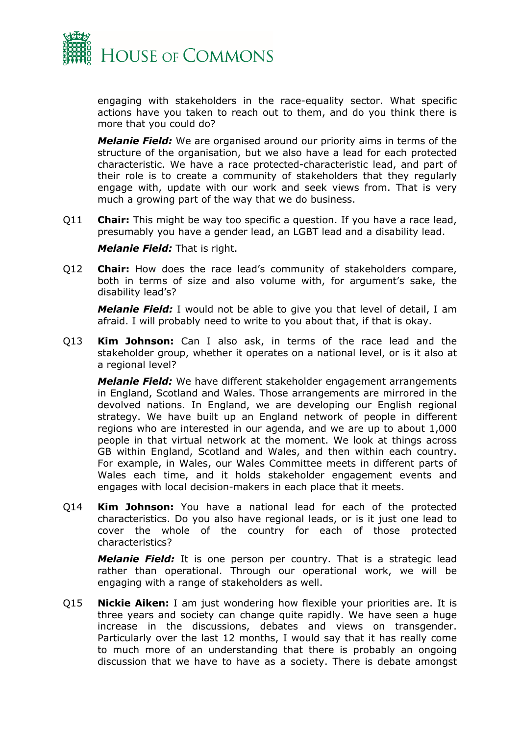engaging with stakeholders in the race-equality sector. What specific actions have you taken to reach out to them, and do you think there is more that you could do?

***Melanie Field:*** We are organised around our priority aims in terms of the structure of the organisation, but we also have a lead for each protected characteristic. We have a race protected-characteristic lead, and part of their role is to create a community of stakeholders that they regularly engage with, update with our work and seek views from. That is very much a growing part of the way that we do business.

Q11 **Chair:** This might be way too specific a question. If you have a race lead, presumably you have a gender lead, an LGBT lead and a disability lead.

***Melanie Field:*** That is right.

Q12 **Chair:** How does the race lead's community of stakeholders compare, both in terms of size and also volume with, for argument's sake, the disability lead's?

***Melanie Field:*** I would not be able to give you that level of detail, I am afraid. I will probably need to write to you about that, if that is okay.

Q13 **Kim Johnson:** Can I also ask, in terms of the race lead and the stakeholder group, whether it operates on a national level, or is it also at a regional level?

***Melanie Field:*** We have different stakeholder engagement arrangements in England, Scotland and Wales. Those arrangements are mirrored in the devolved nations. In England, we are developing our English regional strategy. We have built up an England network of people in different regions who are interested in our agenda, and we are up to about 1,000 people in that virtual network at the moment. We look at things across GB within England, Scotland and Wales, and then within each country. For example, in Wales, our Wales Committee meets in different parts of Wales each time, and it holds stakeholder engagement events and engages with local decision-makers in each place that it meets.

Q14 **Kim Johnson:** You have a national lead for each of the protected characteristics. Do you also have regional leads, or is it just one lead to cover the whole of the country for each of those protected characteristics?

***Melanie Field:*** It is one person per country. That is a strategic lead rather than operational. Through our operational work, we will be engaging with a range of stakeholders as well.

Q15 **Nickie Aiken:** I am just wondering how flexible your priorities are. It is three years and society can change quite rapidly. We have seen a huge increase in the discussions, debates and views on transgender. Particularly over the last 12 months, I would say that it has really come to much more of an understanding that there is probably an ongoing discussion that we have to have as a society. There is debate amongst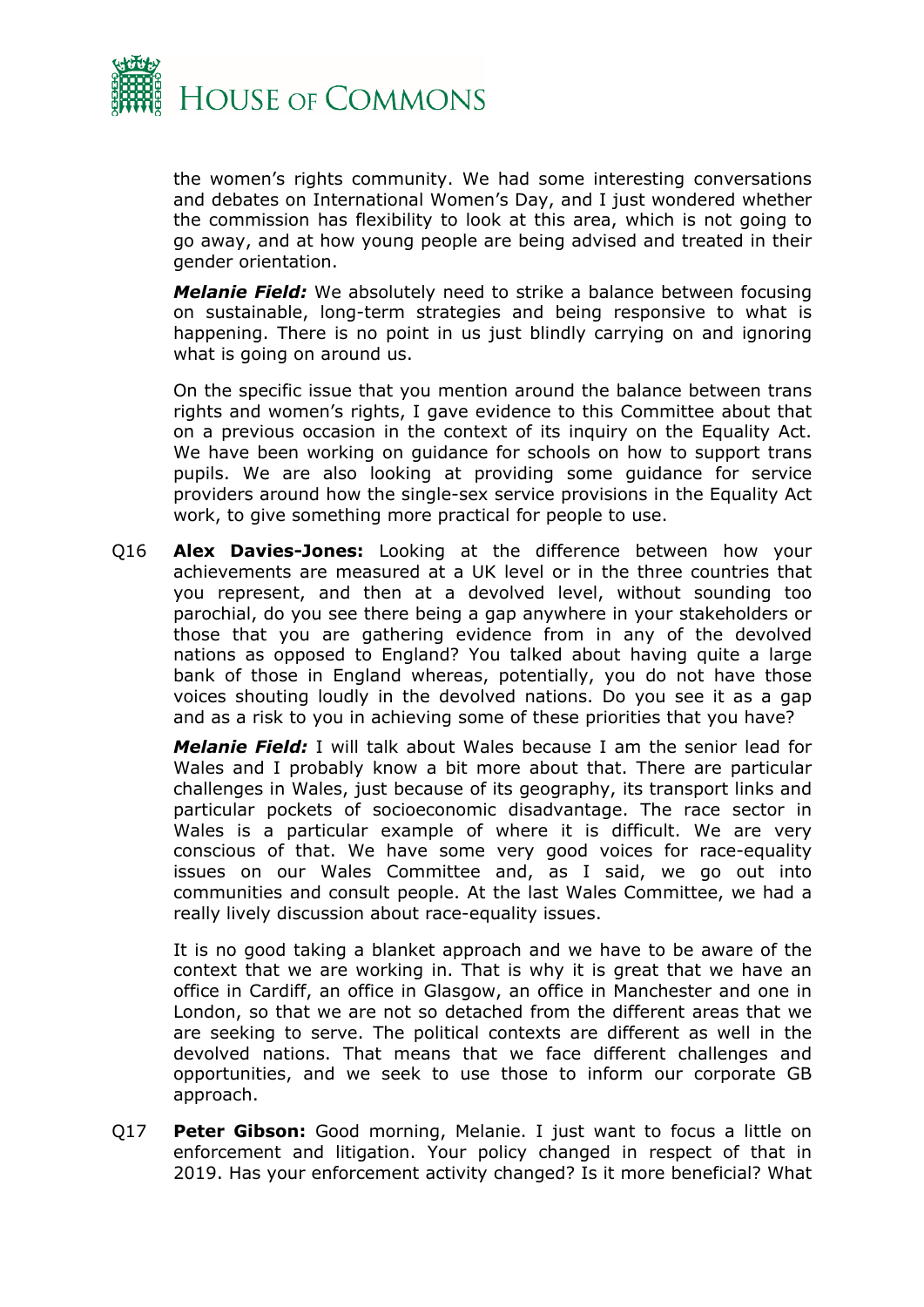the women's rights community. We had some interesting conversations and debates on International Women's Day, and I just wondered whether the commission has flexibility to look at this area, which is not going to go away, and at how young people are being advised and treated in their gender orientation.

***Melanie Field:*** We absolutely need to strike a balance between focusing on sustainable, long-term strategies and being responsive to what is happening. There is no point in us just blindly carrying on and ignoring what is going on around us.

On the specific issue that you mention around the balance between trans rights and women's rights, I gave evidence to this Committee about that on a previous occasion in the context of its inquiry on the Equality Act. We have been working on guidance for schools on how to support trans pupils. We are also looking at providing some guidance for service providers around how the single-sex service provisions in the Equality Act work, to give something more practical for people to use.

Q16 **Alex Davies-Jones:** Looking at the difference between how your achievements are measured at a UK level or in the three countries that you represent, and then at a devolved level, without sounding too parochial, do you see there being a gap anywhere in your stakeholders or those that you are gathering evidence from in any of the devolved nations as opposed to England? You talked about having quite a large bank of those in England whereas, potentially, you do not have those voices shouting loudly in the devolved nations. Do you see it as a gap and as a risk to you in achieving some of these priorities that you have?

***Melanie Field:*** I will talk about Wales because I am the senior lead for Wales and I probably know a bit more about that. There are particular challenges in Wales, just because of its geography, its transport links and particular pockets of socioeconomic disadvantage. The race sector in Wales is a particular example of where it is difficult. We are very conscious of that. We have some very good voices for race-equality issues on our Wales Committee and, as I said, we go out into communities and consult people. At the last Wales Committee, we had a really lively discussion about race-equality issues.

It is no good taking a blanket approach and we have to be aware of the context that we are working in. That is why it is great that we have an office in Cardiff, an office in Glasgow, an office in Manchester and one in London, so that we are not so detached from the different areas that we are seeking to serve. The political contexts are different as well in the devolved nations. That means that we face different challenges and opportunities, and we seek to use those to inform our corporate GB approach.

Q17 **Peter Gibson:** Good morning, Melanie. I just want to focus a little on enforcement and litigation. Your policy changed in respect of that in 2019. Has your enforcement activity changed? Is it more beneficial? What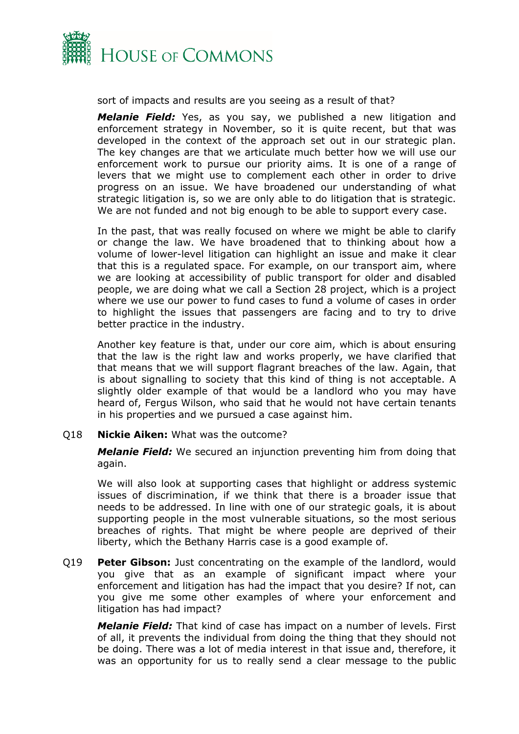sort of impacts and results are you seeing as a result of that?

***Melanie Field:*** Yes, as you say, we published a new litigation and enforcement strategy in November, so it is quite recent, but that was developed in the context of the approach set out in our strategic plan. The key changes are that we articulate much better how we will use our enforcement work to pursue our priority aims. It is one of a range of levers that we might use to complement each other in order to drive progress on an issue. We have broadened our understanding of what strategic litigation is, so we are only able to do litigation that is strategic. We are not funded and not big enough to be able to support every case.

In the past, that was really focused on where we might be able to clarify or change the law. We have broadened that to thinking about how a volume of lower-level litigation can highlight an issue and make it clear that this is a regulated space. For example, on our transport aim, where we are looking at accessibility of public transport for older and disabled people, we are doing what we call a Section 28 project, which is a project where we use our power to fund cases to fund a volume of cases in order to highlight the issues that passengers are facing and to try to drive better practice in the industry.

Another key feature is that, under our core aim, which is about ensuring that the law is the right law and works properly, we have clarified that that means that we will support flagrant breaches of the law. Again, that is about signalling to society that this kind of thing is not acceptable. A slightly older example of that would be a landlord who you may have heard of, Fergus Wilson, who said that he would not have certain tenants in his properties and we pursued a case against him.

Q18 **Nickie Aiken:** What was the outcome?

***Melanie Field:*** We secured an injunction preventing him from doing that again.

We will also look at supporting cases that highlight or address systemic issues of discrimination, if we think that there is a broader issue that needs to be addressed. In line with one of our strategic goals, it is about supporting people in the most vulnerable situations, so the most serious breaches of rights. That might be where people are deprived of their liberty, which the Bethany Harris case is a good example of.

Q19 **Peter Gibson:** Just concentrating on the example of the landlord, would you give that as an example of significant impact where your enforcement and litigation has had the impact that you desire? If not, can you give me some other examples of where your enforcement and litigation has had impact?

***Melanie Field:*** That kind of case has impact on a number of levels. First of all, it prevents the individual from doing the thing that they should not be doing. There was a lot of media interest in that issue and, therefore, it was an opportunity for us to really send a clear message to the public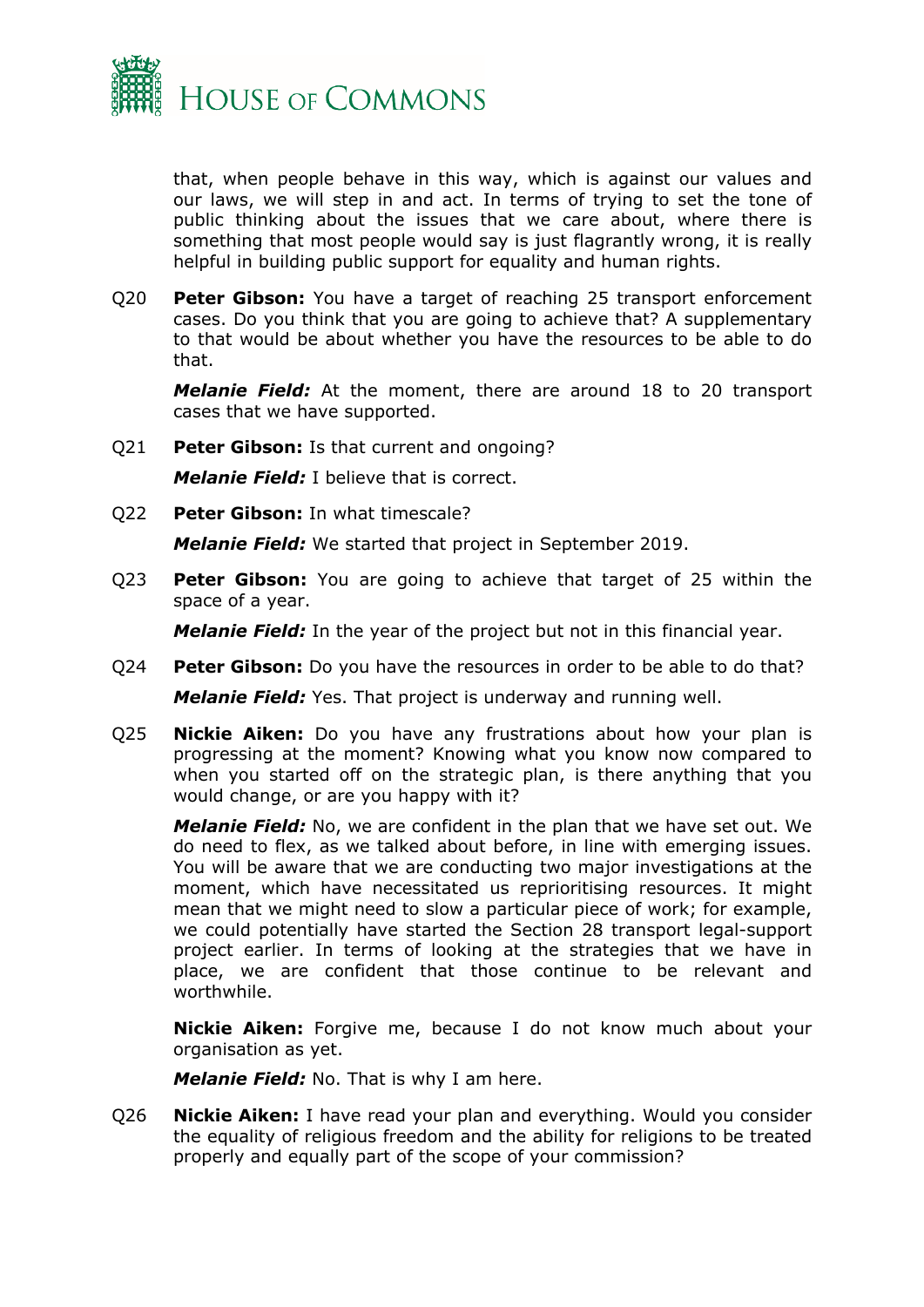that, when people behave in this way, which is against our values and our laws, we will step in and act. In terms of trying to set the tone of public thinking about the issues that we care about, where there is something that most people would say is just flagrantly wrong, it is really helpful in building public support for equality and human rights.

Q20 **Peter Gibson:** You have a target of reaching 25 transport enforcement cases. Do you think that you are going to achieve that? A supplementary to that would be about whether you have the resources to be able to do that.

***Melanie Field:*** At the moment, there are around 18 to 20 transport cases that we have supported.

Q21 **Peter Gibson:** Is that current and ongoing?

***Melanie Field:*** I believe that is correct.

Q22 **Peter Gibson:** In what timescale?

***Melanie Field:*** We started that project in September 2019.

Q23 **Peter Gibson:** You are going to achieve that target of 25 within the space of a year.

***Melanie Field:*** In the year of the project but not in this financial year.

Q24 **Peter Gibson:** Do you have the resources in order to be able to do that?

***Melanie Field:*** Yes. That project is underway and running well.

Q25 **Nickie Aiken:** Do you have any frustrations about how your plan is progressing at the moment? Knowing what you know now compared to when you started off on the strategic plan, is there anything that you would change, or are you happy with it?

***Melanie Field:*** No, we are confident in the plan that we have set out. We do need to flex, as we talked about before, in line with emerging issues. You will be aware that we are conducting two major investigations at the moment, which have necessitated us reprioritising resources. It might mean that we might need to slow a particular piece of work; for example, we could potentially have started the Section 28 transport legal-support project earlier. In terms of looking at the strategies that we have in place, we are confident that those continue to be relevant and worthwhile.

**Nickie Aiken:** Forgive me, because I do not know much about your organisation as yet.

***Melanie Field:*** No. That is why I am here.

Q26 **Nickie Aiken:** I have read your plan and everything. Would you consider the equality of religious freedom and the ability for religions to be treated properly and equally part of the scope of your commission?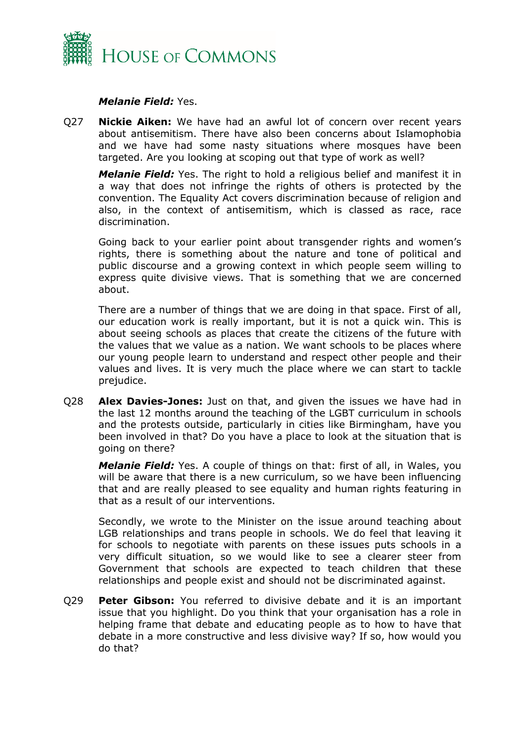***Melanie Field:*** Yes.

Q27 **Nickie Aiken:** We have had an awful lot of concern over recent years about antisemitism. There have also been concerns about Islamophobia and we have had some nasty situations where mosques have been targeted. Are you looking at scoping out that type of work as well?

***Melanie Field:*** Yes. The right to hold a religious belief and manifest it in a way that does not infringe the rights of others is protected by the convention. The Equality Act covers discrimination because of religion and also, in the context of antisemitism, which is classed as race, race discrimination.

Going back to your earlier point about transgender rights and women's rights, there is something about the nature and tone of political and public discourse and a growing context in which people seem willing to express quite divisive views. That is something that we are concerned about.

There are a number of things that we are doing in that space. First of all, our education work is really important, but it is not a quick win. This is about seeing schools as places that create the citizens of the future with the values that we value as a nation. We want schools to be places where our young people learn to understand and respect other people and their values and lives. It is very much the place where we can start to tackle prejudice.

Q28 **Alex Davies-Jones:** Just on that, and given the issues we have had in the last 12 months around the teaching of the LGBT curriculum in schools and the protests outside, particularly in cities like Birmingham, have you been involved in that? Do you have a place to look at the situation that is going on there?

***Melanie Field:*** Yes. A couple of things on that: first of all, in Wales, you will be aware that there is a new curriculum, so we have been influencing that and are really pleased to see equality and human rights featuring in that as a result of our interventions.

Secondly, we wrote to the Minister on the issue around teaching about LGB relationships and trans people in schools. We do feel that leaving it for schools to negotiate with parents on these issues puts schools in a very difficult situation, so we would like to see a clearer steer from Government that schools are expected to teach children that these relationships and people exist and should not be discriminated against.

Q29 **Peter Gibson:** You referred to divisive debate and it is an important issue that you highlight. Do you think that your organisation has a role in helping frame that debate and educating people as to how to have that debate in a more constructive and less divisive way? If so, how would you do that?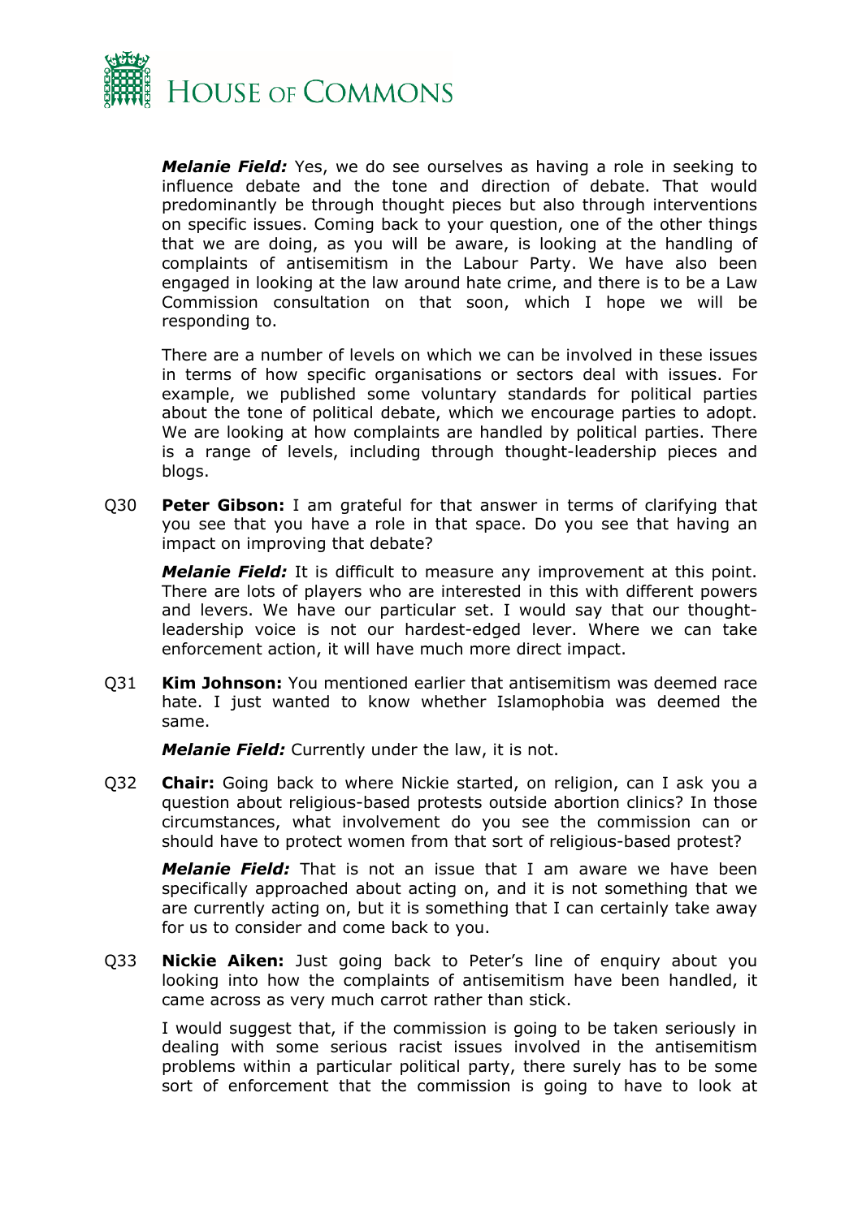***Melanie Field:*** Yes, we do see ourselves as having a role in seeking to influence debate and the tone and direction of debate. That would predominantly be through thought pieces but also through interventions on specific issues. Coming back to your question, one of the other things that we are doing, as you will be aware, is looking at the handling of complaints of antisemitism in the Labour Party. We have also been engaged in looking at the law around hate crime, and there is to be a Law Commission consultation on that soon, which I hope we will be responding to.

There are a number of levels on which we can be involved in these issues in terms of how specific organisations or sectors deal with issues. For example, we published some voluntary standards for political parties about the tone of political debate, which we encourage parties to adopt. We are looking at how complaints are handled by political parties. There is a range of levels, including through thought-leadership pieces and blogs.

Q30 **Peter Gibson:** I am grateful for that answer in terms of clarifying that you see that you have a role in that space. Do you see that having an impact on improving that debate?

***Melanie Field:*** It is difficult to measure any improvement at this point. There are lots of players who are interested in this with different powers and levers. We have our particular set. I would say that our thought-leadership voice is not our hardest-edged lever. Where we can take enforcement action, it will have much more direct impact.

Q31 **Kim Johnson:** You mentioned earlier that antisemitism was deemed race hate. I just wanted to know whether Islamophobia was deemed the same.

***Melanie Field:*** Currently under the law, it is not.

Q32 **Chair:** Going back to where Nickie started, on religion, can I ask you a question about religious-based protests outside abortion clinics? In those circumstances, what involvement do you see the commission can or should have to protect women from that sort of religious-based protest?

***Melanie Field:*** That is not an issue that I am aware we have been specifically approached about acting on, and it is not something that we are currently acting on, but it is something that I can certainly take away for us to consider and come back to you.

Q33 **Nickie Aiken:** Just going back to Peter's line of enquiry about you looking into how the complaints of antisemitism have been handled, it came across as very much carrot rather than stick.

I would suggest that, if the commission is going to be taken seriously in dealing with some serious racist issues involved in the antisemitism problems within a particular political party, there surely has to be some sort of enforcement that the commission is going to have to look at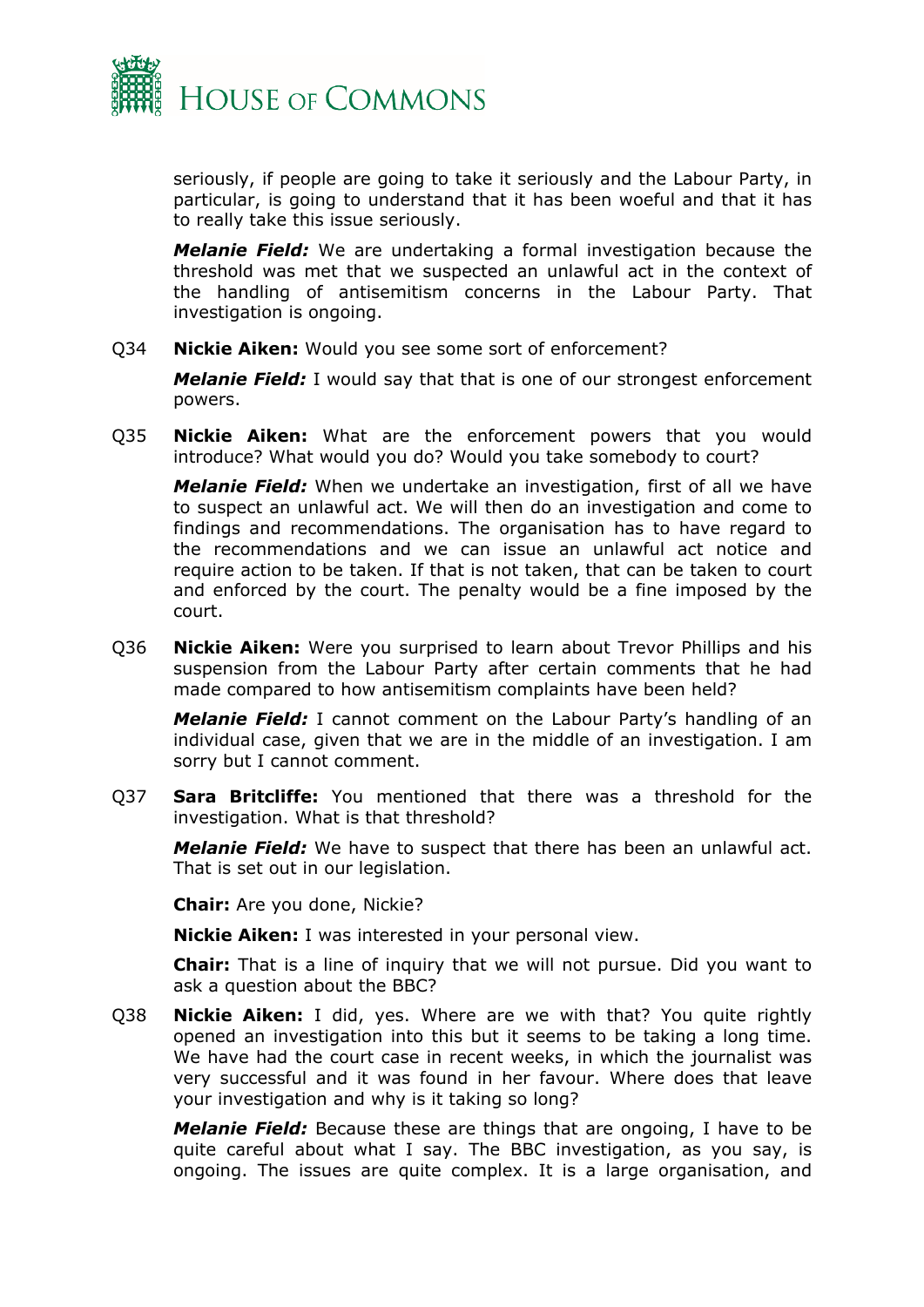seriously, if people are going to take it seriously and the Labour Party, in particular, is going to understand that it has been woeful and that it has to really take this issue seriously.

***Melanie Field:*** We are undertaking a formal investigation because the threshold was met that we suspected an unlawful act in the context of the handling of antisemitism concerns in the Labour Party. That investigation is ongoing.

Q34 **Nickie Aiken:** Would you see some sort of enforcement?

***Melanie Field:*** I would say that that is one of our strongest enforcement powers.

Q35 **Nickie Aiken:** What are the enforcement powers that you would introduce? What would you do? Would you take somebody to court?

***Melanie Field:*** When we undertake an investigation, first of all we have to suspect an unlawful act. We will then do an investigation and come to findings and recommendations. The organisation has to have regard to the recommendations and we can issue an unlawful act notice and require action to be taken. If that is not taken, that can be taken to court and enforced by the court. The penalty would be a fine imposed by the court.

Q36 **Nickie Aiken:** Were you surprised to learn about Trevor Phillips and his suspension from the Labour Party after certain comments that he had made compared to how antisemitism complaints have been held?

***Melanie Field:*** I cannot comment on the Labour Party's handling of an individual case, given that we are in the middle of an investigation. I am sorry but I cannot comment.

Q37 **Sara Britcliffe:** You mentioned that there was a threshold for the investigation. What is that threshold?

***Melanie Field:*** We have to suspect that there has been an unlawful act. That is set out in our legislation.

**Chair:** Are you done, Nickie?

**Nickie Aiken:** I was interested in your personal view.

**Chair:** That is a line of inquiry that we will not pursue. Did you want to ask a question about the BBC?

Q38 **Nickie Aiken:** I did, yes. Where are we with that? You quite rightly opened an investigation into this but it seems to be taking a long time. We have had the court case in recent weeks, in which the journalist was very successful and it was found in her favour. Where does that leave your investigation and why is it taking so long?

***Melanie Field:*** Because these are things that are ongoing, I have to be quite careful about what I say. The BBC investigation, as you say, is ongoing. The issues are quite complex. It is a large organisation, and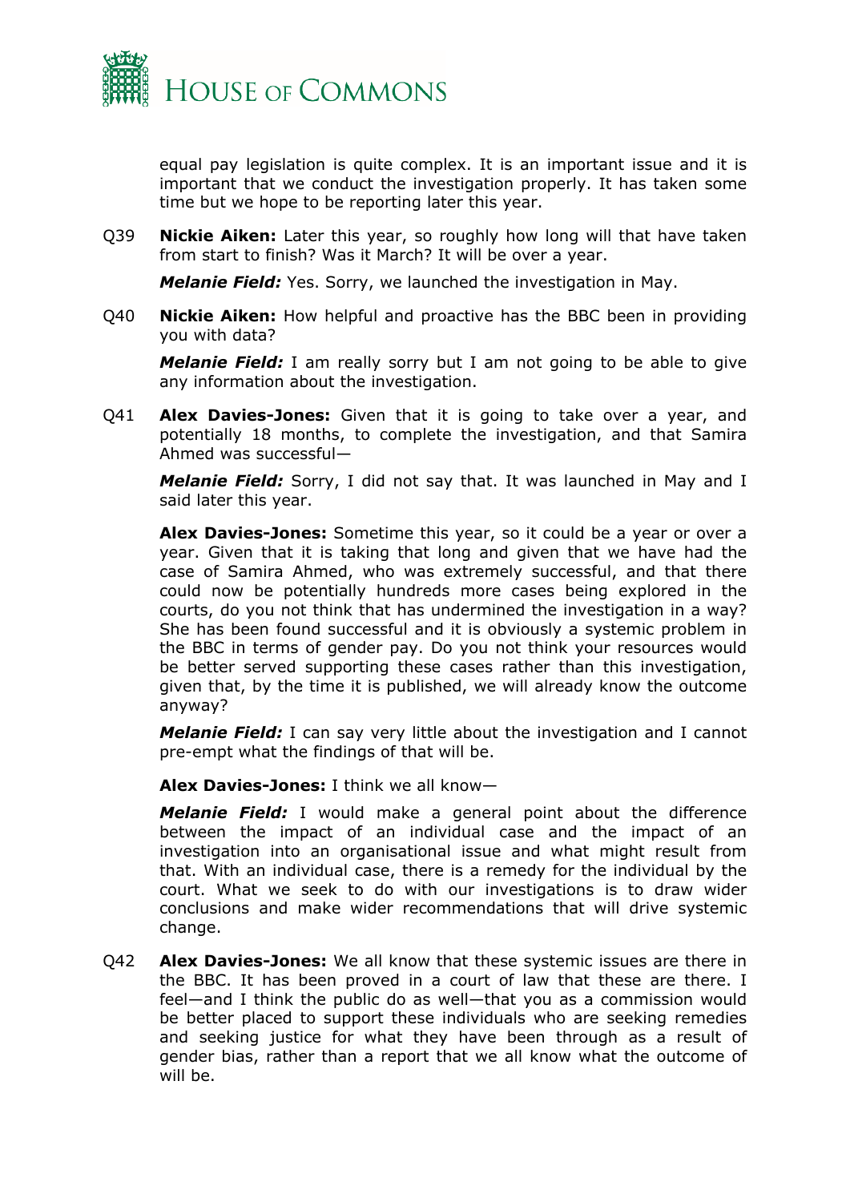equal pay legislation is quite complex. It is an important issue and it is important that we conduct the investigation properly. It has taken some time but we hope to be reporting later this year.

Q39 **Nickie Aiken:** Later this year, so roughly how long will that have taken from start to finish? Was it March? It will be over a year.

***Melanie Field:*** Yes. Sorry, we launched the investigation in May.

Q40 **Nickie Aiken:** How helpful and proactive has the BBC been in providing you with data?

***Melanie Field:*** I am really sorry but I am not going to be able to give any information about the investigation.

Q41 **Alex Davies-Jones:** Given that it is going to take over a year, and potentially 18 months, to complete the investigation, and that Samira Ahmed was successful—

***Melanie Field:*** Sorry, I did not say that. It was launched in May and I said later this year.

**Alex Davies-Jones:** Sometime this year, so it could be a year or over a year. Given that it is taking that long and given that we have had the case of Samira Ahmed, who was extremely successful, and that there could now be potentially hundreds more cases being explored in the courts, do you not think that has undermined the investigation in a way? She has been found successful and it is obviously a systemic problem in the BBC in terms of gender pay. Do you not think your resources would be better served supporting these cases rather than this investigation, given that, by the time it is published, we will already know the outcome anyway?

***Melanie Field:*** I can say very little about the investigation and I cannot pre-empt what the findings of that will be.

**Alex Davies-Jones:** I think we all know—

***Melanie Field:*** I would make a general point about the difference between the impact of an individual case and the impact of an investigation into an organisational issue and what might result from that. With an individual case, there is a remedy for the individual by the court. What we seek to do with our investigations is to draw wider conclusions and make wider recommendations that will drive systemic change.

Q42 **Alex Davies-Jones:** We all know that these systemic issues are there in the BBC. It has been proved in a court of law that these are there. I feel—and I think the public do as well—that you as a commission would be better placed to support these individuals who are seeking remedies and seeking justice for what they have been through as a result of gender bias, rather than a report that we all know what the outcome of will be.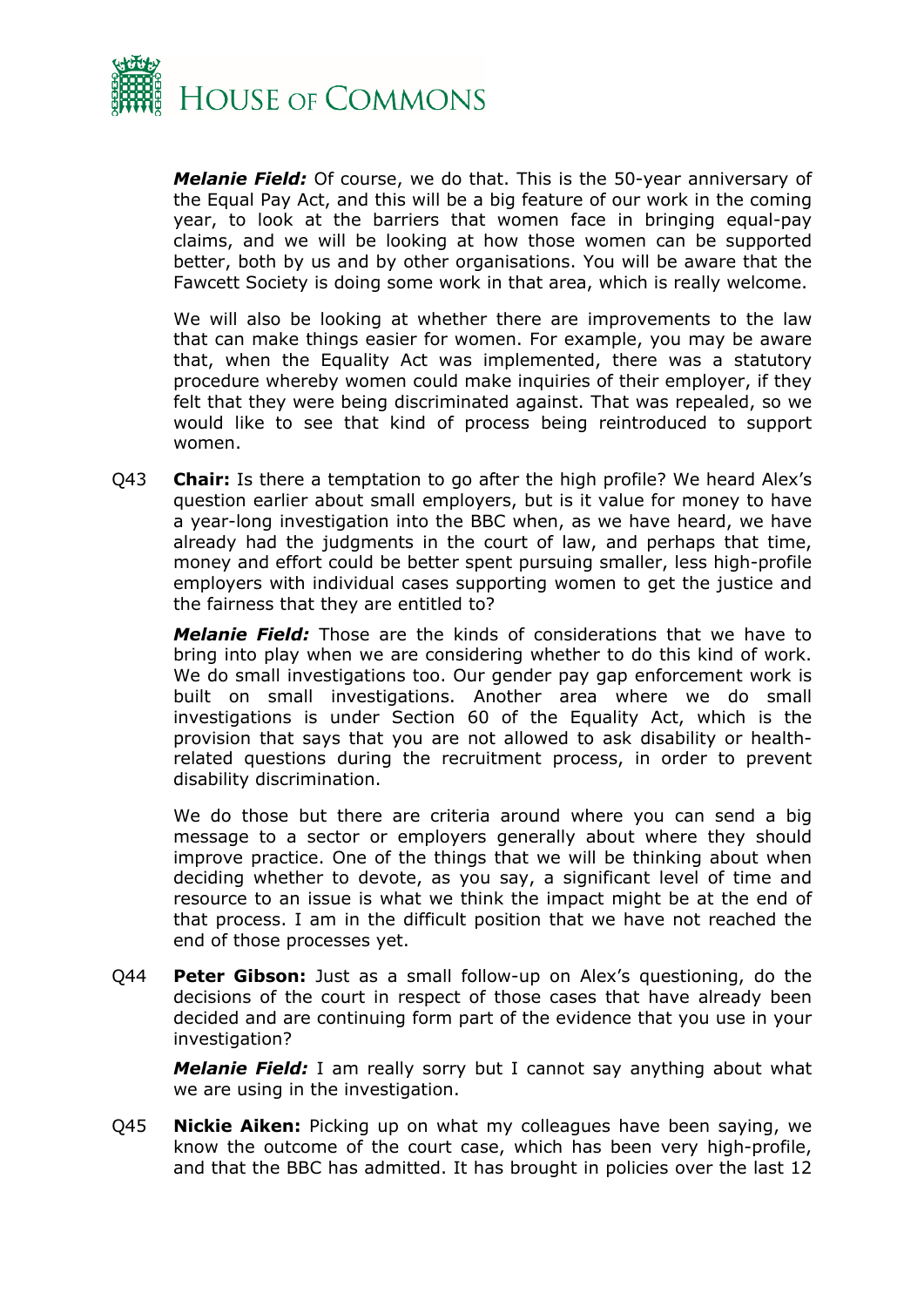***Melanie Field:*** Of course, we do that. This is the 50-year anniversary of the Equal Pay Act, and this will be a big feature of our work in the coming year, to look at the barriers that women face in bringing equal-pay claims, and we will be looking at how those women can be supported better, both by us and by other organisations. You will be aware that the Fawcett Society is doing some work in that area, which is really welcome.

We will also be looking at whether there are improvements to the law that can make things easier for women. For example, you may be aware that, when the Equality Act was implemented, there was a statutory procedure whereby women could make inquiries of their employer, if they felt that they were being discriminated against. That was repealed, so we would like to see that kind of process being reintroduced to support women.

Q43 **Chair:** Is there a temptation to go after the high profile? We heard Alex's question earlier about small employers, but is it value for money to have a year-long investigation into the BBC when, as we have heard, we have already had the judgments in the court of law, and perhaps that time, money and effort could be better spent pursuing smaller, less high-profile employers with individual cases supporting women to get the justice and the fairness that they are entitled to?

***Melanie Field:*** Those are the kinds of considerations that we have to bring into play when we are considering whether to do this kind of work. We do small investigations too. Our gender pay gap enforcement work is built on small investigations. Another area where we do small investigations is under Section 60 of the Equality Act, which is the provision that says that you are not allowed to ask disability or health-related questions during the recruitment process, in order to prevent disability discrimination.

We do those but there are criteria around where you can send a big message to a sector or employers generally about where they should improve practice. One of the things that we will be thinking about when deciding whether to devote, as you say, a significant level of time and resource to an issue is what we think the impact might be at the end of that process. I am in the difficult position that we have not reached the end of those processes yet.

Q44 **Peter Gibson:** Just as a small follow-up on Alex's questioning, do the decisions of the court in respect of those cases that have already been decided and are continuing form part of the evidence that you use in your investigation?

***Melanie Field:*** I am really sorry but I cannot say anything about what we are using in the investigation.

Q45 **Nickie Aiken:** Picking up on what my colleagues have been saying, we know the outcome of the court case, which has been very high-profile, and that the BBC has admitted. It has brought in policies over the last 12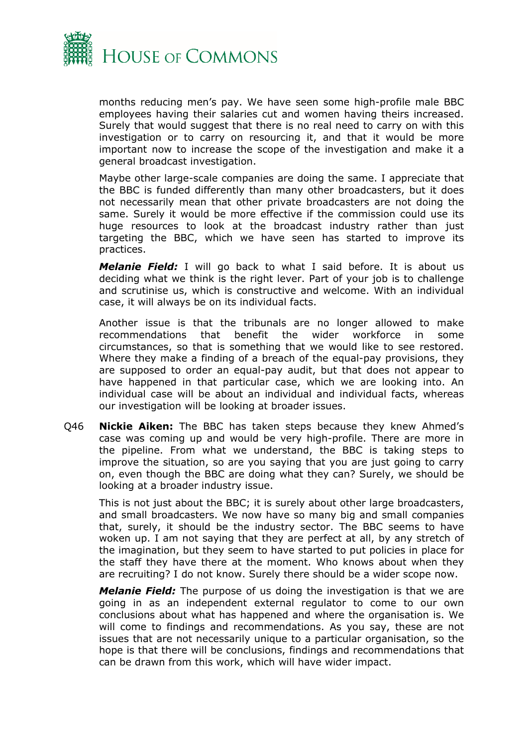months reducing men's pay. We have seen some high-profile male BBC employees having their salaries cut and women having theirs increased. Surely that would suggest that there is no real need to carry on with this investigation or to carry on resourcing it, and that it would be more important now to increase the scope of the investigation and make it a general broadcast investigation.

Maybe other large-scale companies are doing the same. I appreciate that the BBC is funded differently than many other broadcasters, but it does not necessarily mean that other private broadcasters are not doing the same. Surely it would be more effective if the commission could use its huge resources to look at the broadcast industry rather than just targeting the BBC, which we have seen has started to improve its practices.

***Melanie Field:*** I will go back to what I said before. It is about us deciding what we think is the right lever. Part of your job is to challenge and scrutinise us, which is constructive and welcome. With an individual case, it will always be on its individual facts.

Another issue is that the tribunals are no longer allowed to make recommendations that benefit the wider workforce in some circumstances, so that is something that we would like to see restored. Where they make a finding of a breach of the equal-pay provisions, they are supposed to order an equal-pay audit, but that does not appear to have happened in that particular case, which we are looking into. An individual case will be about an individual and individual facts, whereas our investigation will be looking at broader issues.

Q46 **Nickie Aiken:** The BBC has taken steps because they knew Ahmed's case was coming up and would be very high-profile. There are more in the pipeline. From what we understand, the BBC is taking steps to improve the situation, so are you saying that you are just going to carry on, even though the BBC are doing what they can? Surely, we should be looking at a broader industry issue.

This is not just about the BBC; it is surely about other large broadcasters, and small broadcasters. We now have so many big and small companies that, surely, it should be the industry sector. The BBC seems to have woken up. I am not saying that they are perfect at all, by any stretch of the imagination, but they seem to have started to put policies in place for the staff they have there at the moment. Who knows about when they are recruiting? I do not know. Surely there should be a wider scope now.

***Melanie Field:*** The purpose of us doing the investigation is that we are going in as an independent external regulator to come to our own conclusions about what has happened and where the organisation is. We will come to findings and recommendations. As you say, these are not issues that are not necessarily unique to a particular organisation, so the hope is that there will be conclusions, findings and recommendations that can be drawn from this work, which will have wider impact.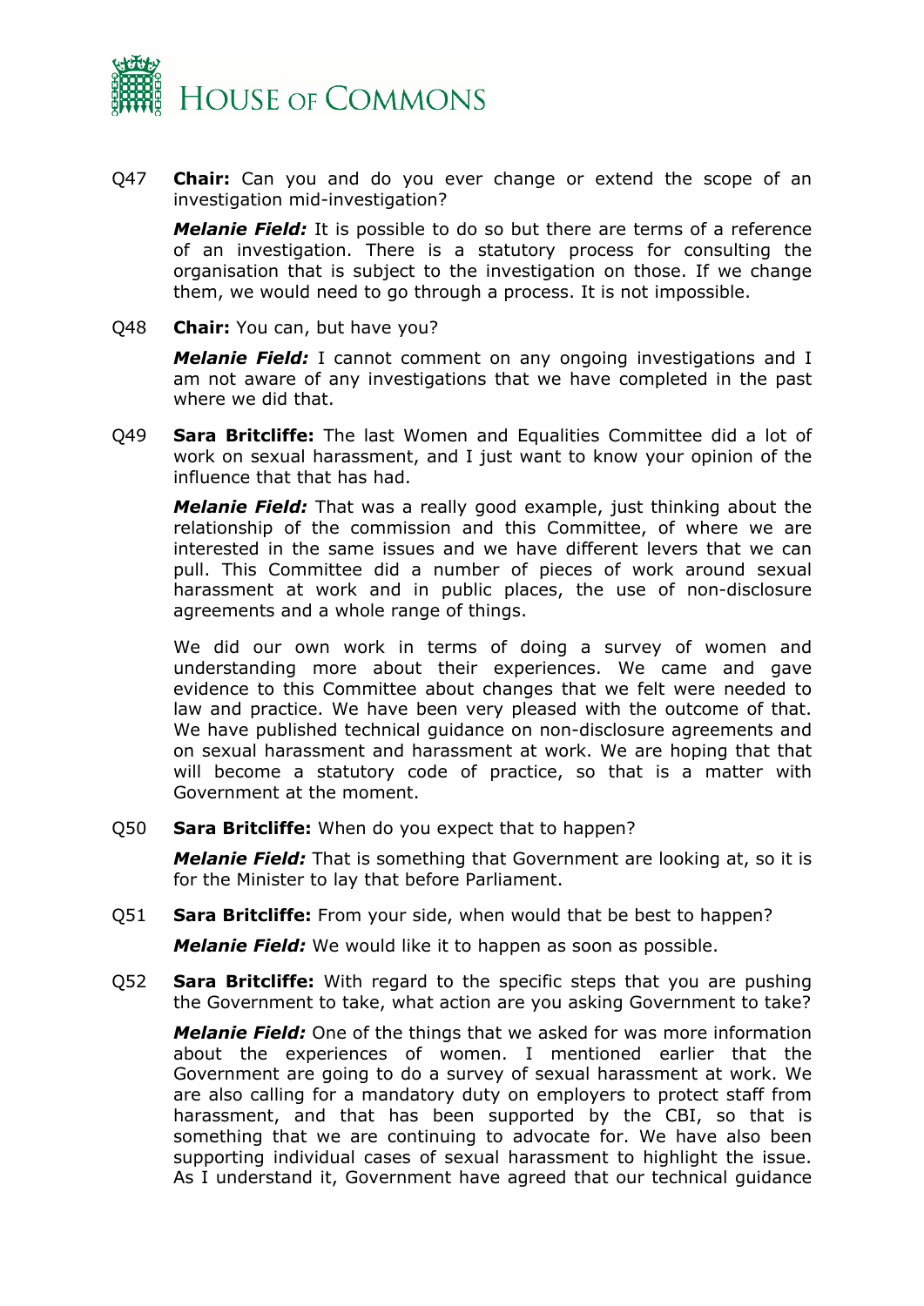Q47 **Chair:** Can you and do you ever change or extend the scope of an investigation mid-investigation?

***Melanie Field:*** It is possible to do so but there are terms of a reference of an investigation. There is a statutory process for consulting the organisation that is subject to the investigation on those. If we change them, we would need to go through a process. It is not impossible.

Q48 **Chair:** You can, but have you?

***Melanie Field:*** I cannot comment on any ongoing investigations and I am not aware of any investigations that we have completed in the past where we did that.

Q49 **Sara Britcliffe:** The last Women and Equalities Committee did a lot of work on sexual harassment, and I just want to know your opinion of the influence that that has had.

***Melanie Field:*** That was a really good example, just thinking about the relationship of the commission and this Committee, of where we are interested in the same issues and we have different levers that we can pull. This Committee did a number of pieces of work around sexual harassment at work and in public places, the use of non-disclosure agreements and a whole range of things.

We did our own work in terms of doing a survey of women and understanding more about their experiences. We came and gave evidence to this Committee about changes that we felt were needed to law and practice. We have been very pleased with the outcome of that. We have published technical guidance on non-disclosure agreements and on sexual harassment and harassment at work. We are hoping that that will become a statutory code of practice, so that is a matter with Government at the moment.

Q50 **Sara Britcliffe:** When do you expect that to happen?

***Melanie Field:*** That is something that Government are looking at, so it is for the Minister to lay that before Parliament.

Q51 **Sara Britcliffe:** From your side, when would that be best to happen?

***Melanie Field:*** We would like it to happen as soon as possible.

Q52 **Sara Britcliffe:** With regard to the specific steps that you are pushing the Government to take, what action are you asking Government to take?

***Melanie Field:*** One of the things that we asked for was more information about the experiences of women. I mentioned earlier that the Government are going to do a survey of sexual harassment at work. We are also calling for a mandatory duty on employers to protect staff from harassment, and that has been supported by the CBI, so that is something that we are continuing to advocate for. We have also been supporting individual cases of sexual harassment to highlight the issue. As I understand it, Government have agreed that our technical guidance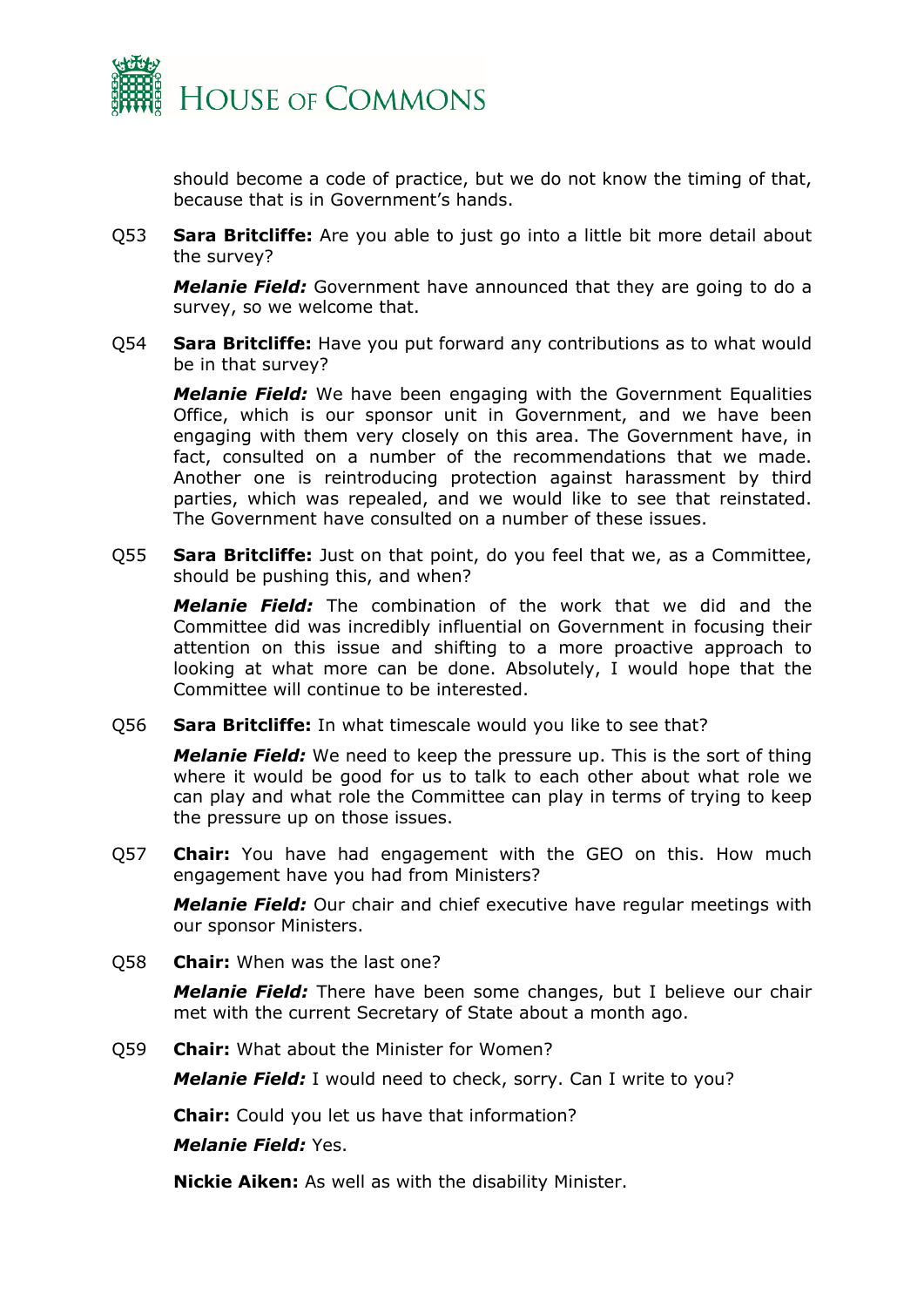should become a code of practice, but we do not know the timing of that, because that is in Government's hands.

Q53 **Sara Britcliffe:** Are you able to just go into a little bit more detail about the survey?

***Melanie Field:*** Government have announced that they are going to do a survey, so we welcome that.

Q54 **Sara Britcliffe:** Have you put forward any contributions as to what would be in that survey?

***Melanie Field:*** We have been engaging with the Government Equalities Office, which is our sponsor unit in Government, and we have been engaging with them very closely on this area. The Government have, in fact, consulted on a number of the recommendations that we made. Another one is reintroducing protection against harassment by third parties, which was repealed, and we would like to see that reinstated. The Government have consulted on a number of these issues.

Q55 **Sara Britcliffe:** Just on that point, do you feel that we, as a Committee, should be pushing this, and when?

***Melanie Field:*** The combination of the work that we did and the Committee did was incredibly influential on Government in focusing their attention on this issue and shifting to a more proactive approach to looking at what more can be done. Absolutely, I would hope that the Committee will continue to be interested.

Q56 **Sara Britcliffe:** In what timescale would you like to see that?

***Melanie Field:*** We need to keep the pressure up. This is the sort of thing where it would be good for us to talk to each other about what role we can play and what role the Committee can play in terms of trying to keep the pressure up on those issues.

Q57 **Chair:** You have had engagement with the GEO on this. How much engagement have you had from Ministers?

***Melanie Field:*** Our chair and chief executive have regular meetings with our sponsor Ministers.

Q58 **Chair:** When was the last one?

***Melanie Field:*** There have been some changes, but I believe our chair met with the current Secretary of State about a month ago.

Q59 **Chair:** What about the Minister for Women?

***Melanie Field:*** I would need to check, sorry. Can I write to you?

**Chair:** Could you let us have that information?

***Melanie Field:*** Yes.

**Nickie Aiken:** As well as with the disability Minister.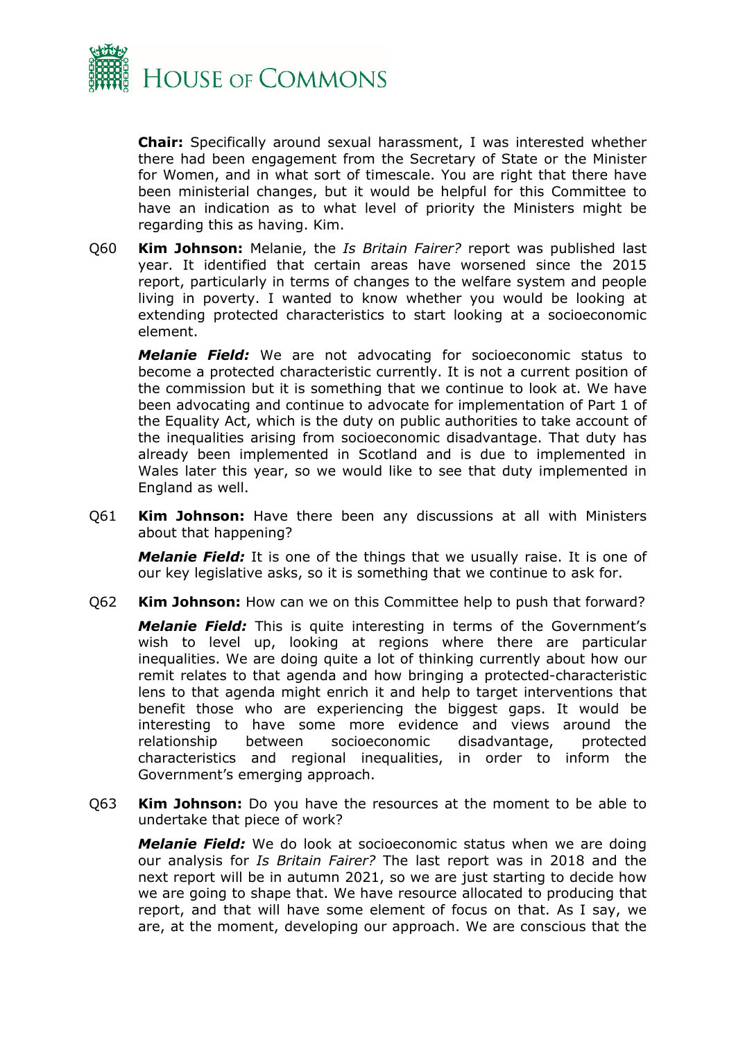**Chair:** Specifically around sexual harassment, I was interested whether there had been engagement from the Secretary of State or the Minister for Women, and in what sort of timescale. You are right that there have been ministerial changes, but it would be helpful for this Committee to have an indication as to what level of priority the Ministers might be regarding this as having. Kim.

Q60 **Kim Johnson:** Melanie, the *Is Britain Fairer?* report was published last year. It identified that certain areas have worsened since the 2015 report, particularly in terms of changes to the welfare system and people living in poverty. I wanted to know whether you would be looking at extending protected characteristics to start looking at a socioeconomic element.

***Melanie Field:*** We are not advocating for socioeconomic status to become a protected characteristic currently. It is not a current position of the commission but it is something that we continue to look at. We have been advocating and continue to advocate for implementation of Part 1 of the Equality Act, which is the duty on public authorities to take account of the inequalities arising from socioeconomic disadvantage. That duty has already been implemented in Scotland and is due to implemented in Wales later this year, so we would like to see that duty implemented in England as well.

Q61 **Kim Johnson:** Have there been any discussions at all with Ministers about that happening?

***Melanie Field:*** It is one of the things that we usually raise. It is one of our key legislative asks, so it is something that we continue to ask for.

Q62 **Kim Johnson:** How can we on this Committee help to push that forward?

***Melanie Field:*** This is quite interesting in terms of the Government's wish to level up, looking at regions where there are particular inequalities. We are doing quite a lot of thinking currently about how our remit relates to that agenda and how bringing a protected-characteristic lens to that agenda might enrich it and help to target interventions that benefit those who are experiencing the biggest gaps. It would be interesting to have some more evidence and views around the relationship between socioeconomic disadvantage, protected characteristics and regional inequalities, in order to inform the Government's emerging approach.

Q63 **Kim Johnson:** Do you have the resources at the moment to be able to undertake that piece of work?

***Melanie Field:*** We do look at socioeconomic status when we are doing our analysis for *Is Britain Fairer?* The last report was in 2018 and the next report will be in autumn 2021, so we are just starting to decide how we are going to shape that. We have resource allocated to producing that report, and that will have some element of focus on that. As I say, we are, at the moment, developing our approach. We are conscious that the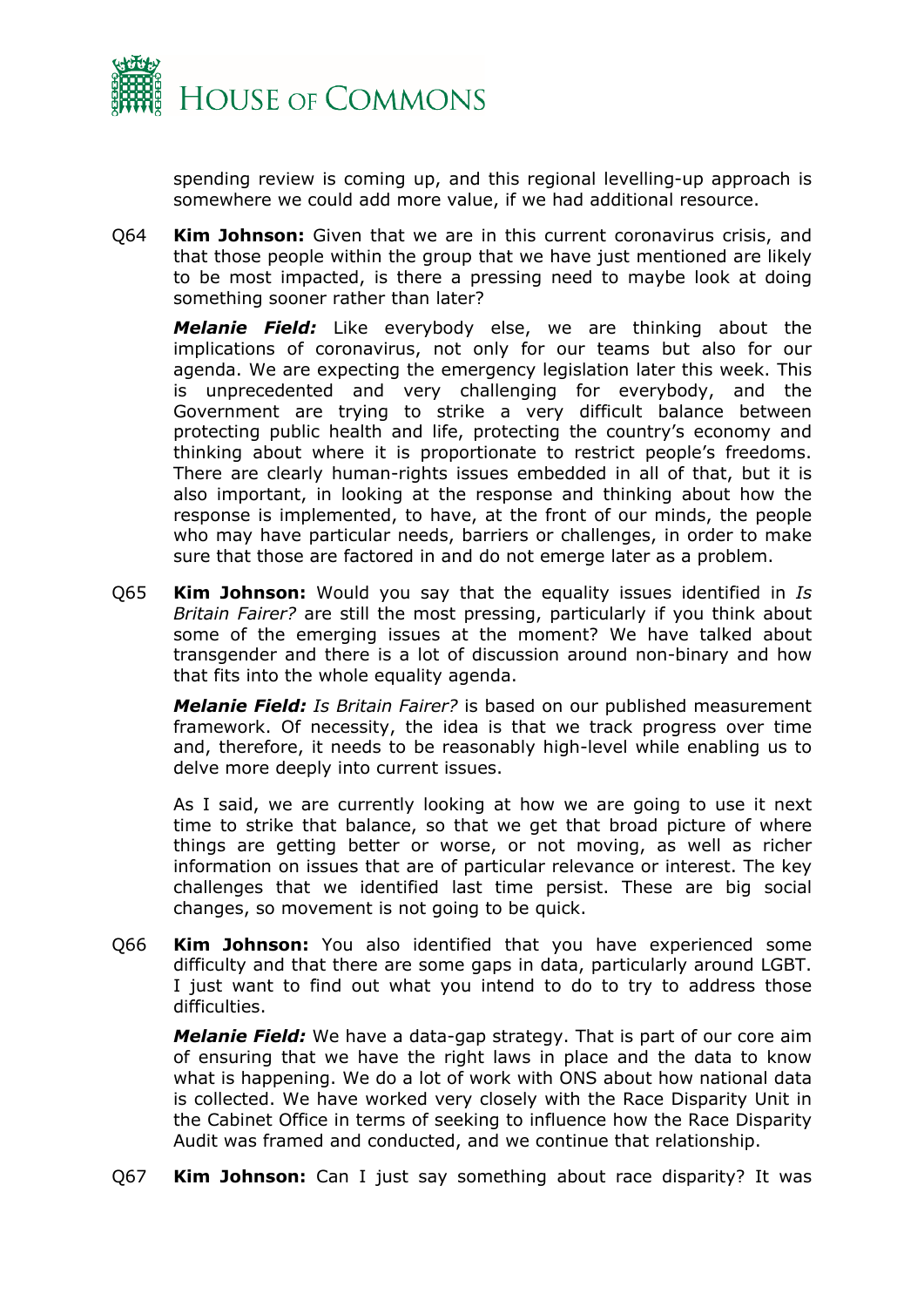spending review is coming up, and this regional levelling-up approach is somewhere we could add more value, if we had additional resource.

Q64 **Kim Johnson:** Given that we are in this current coronavirus crisis, and that those people within the group that we have just mentioned are likely to be most impacted, is there a pressing need to maybe look at doing something sooner rather than later?

***Melanie Field:*** Like everybody else, we are thinking about the implications of coronavirus, not only for our teams but also for our agenda. We are expecting the emergency legislation later this week. This is unprecedented and very challenging for everybody, and the Government are trying to strike a very difficult balance between protecting public health and life, protecting the country's economy and thinking about where it is proportionate to restrict people's freedoms. There are clearly human-rights issues embedded in all of that, but it is also important, in looking at the response and thinking about how the response is implemented, to have, at the front of our minds, the people who may have particular needs, barriers or challenges, in order to make sure that those are factored in and do not emerge later as a problem.

Q65 **Kim Johnson:** Would you say that the equality issues identified in *Is Britain Fairer?* are still the most pressing, particularly if you think about some of the emerging issues at the moment? We have talked about transgender and there is a lot of discussion around non-binary and how that fits into the whole equality agenda.

***Melanie Field:*** *Is Britain Fairer?* is based on our published measurement framework. Of necessity, the idea is that we track progress over time and, therefore, it needs to be reasonably high-level while enabling us to delve more deeply into current issues.

As I said, we are currently looking at how we are going to use it next time to strike that balance, so that we get that broad picture of where things are getting better or worse, or not moving, as well as richer information on issues that are of particular relevance or interest. The key challenges that we identified last time persist. These are big social changes, so movement is not going to be quick.

Q66 **Kim Johnson:** You also identified that you have experienced some difficulty and that there are some gaps in data, particularly around LGBT. I just want to find out what you intend to do to try to address those difficulties.

***Melanie Field:*** We have a data-gap strategy. That is part of our core aim of ensuring that we have the right laws in place and the data to know what is happening. We do a lot of work with ONS about how national data is collected. We have worked very closely with the Race Disparity Unit in the Cabinet Office in terms of seeking to influence how the Race Disparity Audit was framed and conducted, and we continue that relationship.

Q67 **Kim Johnson:** Can I just say something about race disparity? It was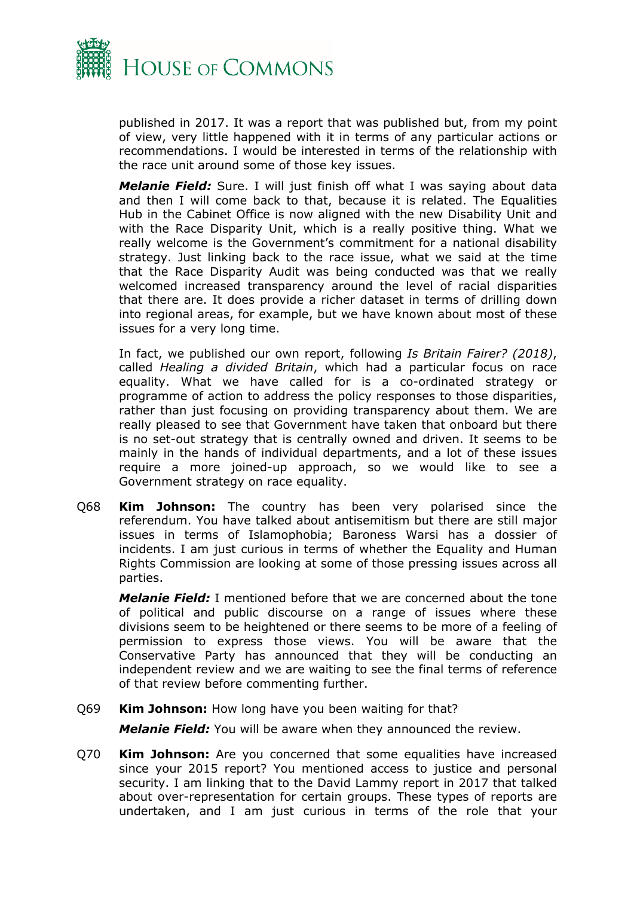published in 2017. It was a report that was published but, from my point of view, very little happened with it in terms of any particular actions or recommendations. I would be interested in terms of the relationship with the race unit around some of those key issues.

***Melanie Field:*** Sure. I will just finish off what I was saying about data and then I will come back to that, because it is related. The Equalities Hub in the Cabinet Office is now aligned with the new Disability Unit and with the Race Disparity Unit, which is a really positive thing. What we really welcome is the Government's commitment for a national disability strategy. Just linking back to the race issue, what we said at the time that the Race Disparity Audit was being conducted was that we really welcomed increased transparency around the level of racial disparities that there are. It does provide a richer dataset in terms of drilling down into regional areas, for example, but we have known about most of these issues for a very long time.

In fact, we published our own report, following *Is Britain Fairer? (2018)*, called *Healing a divided Britain*, which had a particular focus on race equality. What we have called for is a co-ordinated strategy or programme of action to address the policy responses to those disparities, rather than just focusing on providing transparency about them. We are really pleased to see that Government have taken that onboard but there is no set-out strategy that is centrally owned and driven. It seems to be mainly in the hands of individual departments, and a lot of these issues require a more joined-up approach, so we would like to see a Government strategy on race equality.

Q68 **Kim Johnson:** The country has been very polarised since the referendum. You have talked about antisemitism but there are still major issues in terms of Islamophobia; Baroness Warsi has a dossier of incidents. I am just curious in terms of whether the Equality and Human Rights Commission are looking at some of those pressing issues across all parties.

***Melanie Field:*** I mentioned before that we are concerned about the tone of political and public discourse on a range of issues where these divisions seem to be heightened or there seems to be more of a feeling of permission to express those views. You will be aware that the Conservative Party has announced that they will be conducting an independent review and we are waiting to see the final terms of reference of that review before commenting further.

Q69 **Kim Johnson:** How long have you been waiting for that?

***Melanie Field:*** You will be aware when they announced the review.

Q70 **Kim Johnson:** Are you concerned that some equalities have increased since your 2015 report? You mentioned access to justice and personal security. I am linking that to the David Lammy report in 2017 that talked about over-representation for certain groups. These types of reports are undertaken, and I am just curious in terms of the role that your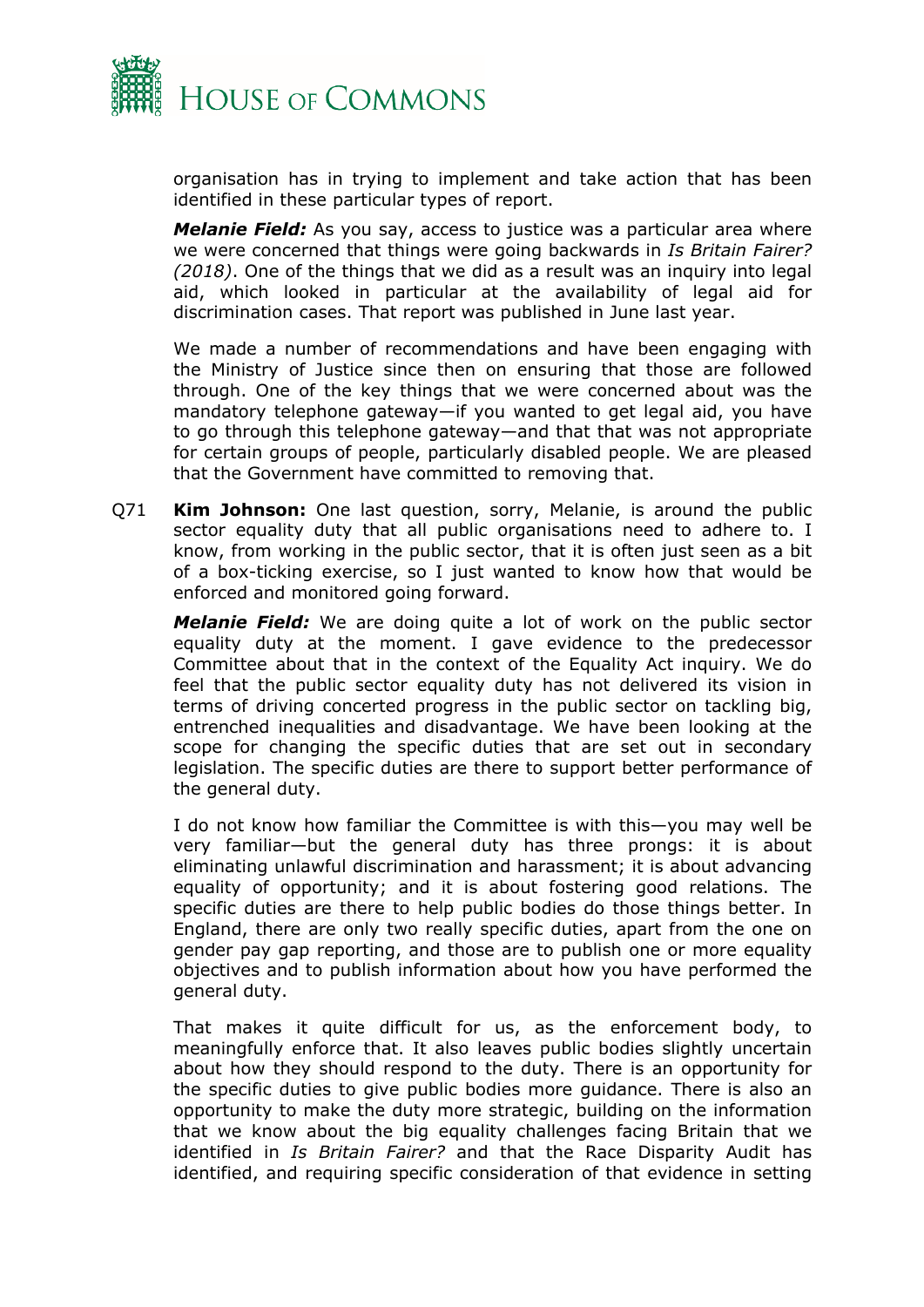organisation has in trying to implement and take action that has been identified in these particular types of report.

***Melanie Field:*** As you say, access to justice was a particular area where we were concerned that things were going backwards in *Is Britain Fairer? (2018)*. One of the things that we did as a result was an inquiry into legal aid, which looked in particular at the availability of legal aid for discrimination cases. That report was published in June last year.

We made a number of recommendations and have been engaging with the Ministry of Justice since then on ensuring that those are followed through. One of the key things that we were concerned about was the mandatory telephone gateway—if you wanted to get legal aid, you have to go through this telephone gateway—and that that was not appropriate for certain groups of people, particularly disabled people. We are pleased that the Government have committed to removing that.

Q71 **Kim Johnson:** One last question, sorry, Melanie, is around the public sector equality duty that all public organisations need to adhere to. I know, from working in the public sector, that it is often just seen as a bit of a box-ticking exercise, so I just wanted to know how that would be enforced and monitored going forward.

***Melanie Field:*** We are doing quite a lot of work on the public sector equality duty at the moment. I gave evidence to the predecessor Committee about that in the context of the Equality Act inquiry. We do feel that the public sector equality duty has not delivered its vision in terms of driving concerted progress in the public sector on tackling big, entrenched inequalities and disadvantage. We have been looking at the scope for changing the specific duties that are set out in secondary legislation. The specific duties are there to support better performance of the general duty.

I do not know how familiar the Committee is with this—you may well be very familiar—but the general duty has three prongs: it is about eliminating unlawful discrimination and harassment; it is about advancing equality of opportunity; and it is about fostering good relations. The specific duties are there to help public bodies do those things better. In England, there are only two really specific duties, apart from the one on gender pay gap reporting, and those are to publish one or more equality objectives and to publish information about how you have performed the general duty.

That makes it quite difficult for us, as the enforcement body, to meaningfully enforce that. It also leaves public bodies slightly uncertain about how they should respond to the duty. There is an opportunity for the specific duties to give public bodies more guidance. There is also an opportunity to make the duty more strategic, building on the information that we know about the big equality challenges facing Britain that we identified in *Is Britain Fairer?* and that the Race Disparity Audit has identified, and requiring specific consideration of that evidence in setting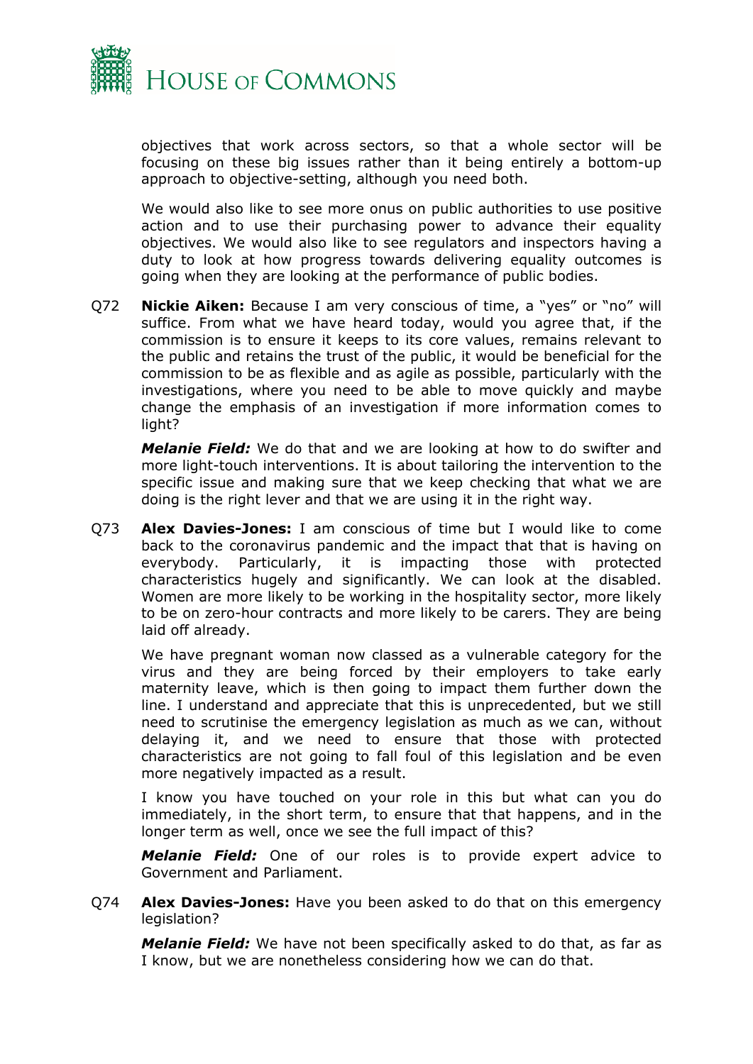objectives that work across sectors, so that a whole sector will be focusing on these big issues rather than it being entirely a bottom-up approach to objective-setting, although you need both.

We would also like to see more onus on public authorities to use positive action and to use their purchasing power to advance their equality objectives. We would also like to see regulators and inspectors having a duty to look at how progress towards delivering equality outcomes is going when they are looking at the performance of public bodies.

Q72 **Nickie Aiken:** Because I am very conscious of time, a "yes" or "no" will suffice. From what we have heard today, would you agree that, if the commission is to ensure it keeps to its core values, remains relevant to the public and retains the trust of the public, it would be beneficial for the commission to be as flexible and as agile as possible, particularly with the investigations, where you need to be able to move quickly and maybe change the emphasis of an investigation if more information comes to light?

***Melanie Field:*** We do that and we are looking at how to do swifter and more light-touch interventions. It is about tailoring the intervention to the specific issue and making sure that we keep checking that what we are doing is the right lever and that we are using it in the right way.

Q73 **Alex Davies-Jones:** I am conscious of time but I would like to come back to the coronavirus pandemic and the impact that that is having on everybody. Particularly, it is impacting those with protected characteristics hugely and significantly. We can look at the disabled. Women are more likely to be working in the hospitality sector, more likely to be on zero-hour contracts and more likely to be carers. They are being laid off already.

We have pregnant woman now classed as a vulnerable category for the virus and they are being forced by their employers to take early maternity leave, which is then going to impact them further down the line. I understand and appreciate that this is unprecedented, but we still need to scrutinise the emergency legislation as much as we can, without delaying it, and we need to ensure that those with protected characteristics are not going to fall foul of this legislation and be even more negatively impacted as a result.

I know you have touched on your role in this but what can you do immediately, in the short term, to ensure that that happens, and in the longer term as well, once we see the full impact of this?

***Melanie Field:*** One of our roles is to provide expert advice to Government and Parliament.

Q74 **Alex Davies-Jones:** Have you been asked to do that on this emergency legislation?

***Melanie Field:*** We have not been specifically asked to do that, as far as I know, but we are nonetheless considering how we can do that.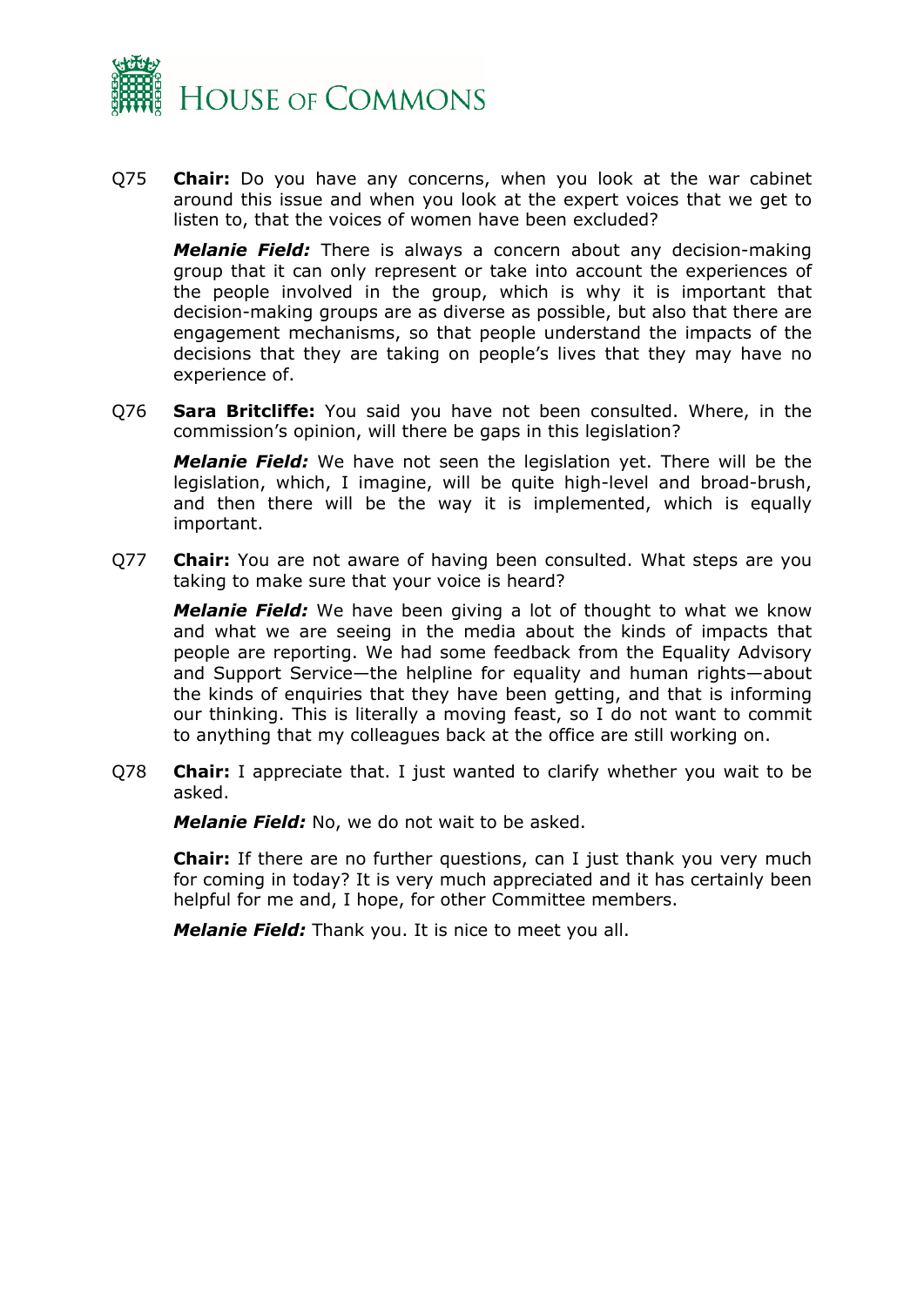Q75 **Chair:** Do you have any concerns, when you look at the war cabinet around this issue and when you look at the expert voices that we get to listen to, that the voices of women have been excluded?

***Melanie Field:*** There is always a concern about any decision-making group that it can only represent or take into account the experiences of the people involved in the group, which is why it is important that decision-making groups are as diverse as possible, but also that there are engagement mechanisms, so that people understand the impacts of the decisions that they are taking on people's lives that they may have no experience of.

Q76 **Sara Britcliffe:** You said you have not been consulted. Where, in the commission's opinion, will there be gaps in this legislation?

***Melanie Field:*** We have not seen the legislation yet. There will be the legislation, which, I imagine, will be quite high-level and broad-brush, and then there will be the way it is implemented, which is equally important.

Q77 **Chair:** You are not aware of having been consulted. What steps are you taking to make sure that your voice is heard?

***Melanie Field:*** We have been giving a lot of thought to what we know and what we are seeing in the media about the kinds of impacts that people are reporting. We had some feedback from the Equality Advisory and Support Service—the helpline for equality and human rights—about the kinds of enquiries that they have been getting, and that is informing our thinking. This is literally a moving feast, so I do not want to commit to anything that my colleagues back at the office are still working on.

Q78 **Chair:** I appreciate that. I just wanted to clarify whether you wait to be asked.

***Melanie Field:*** No, we do not wait to be asked.

**Chair:** If there are no further questions, can I just thank you very much for coming in today? It is very much appreciated and it has certainly been helpful for me and, I hope, for other Committee members.

***Melanie Field:*** Thank you. It is nice to meet you all.